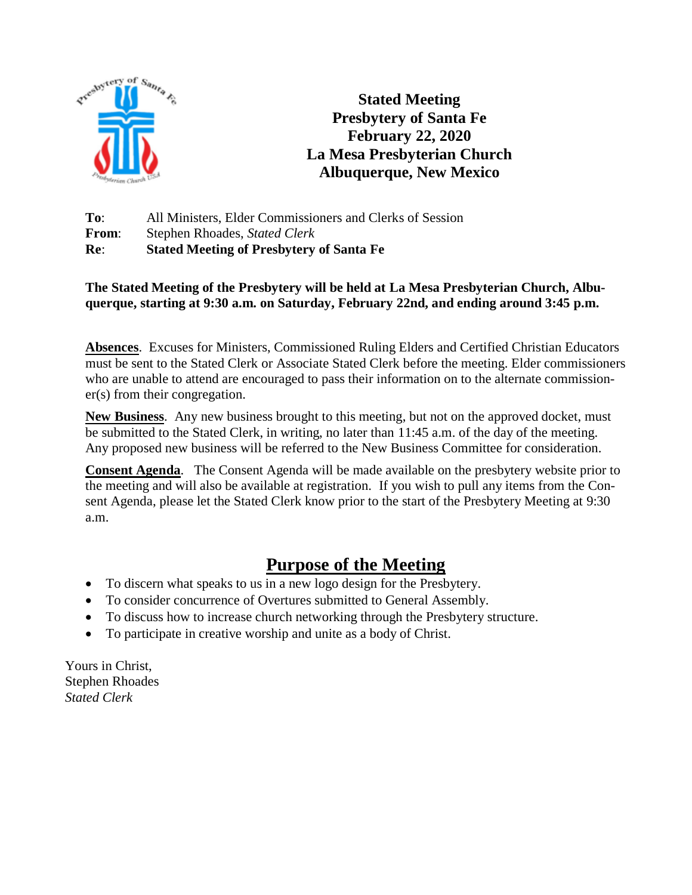# Stated Meeting
# Presbytery of Santa Fe
# February 22, 2020
# La Mesa Presbyterian Church
# Albuquerque, New Mexico

**To**: All Ministers, Elder Commissioners and Clerks of Session
**From**: Stephen Rhoades, *Stated Clerk*
**Re**: **Stated Meeting of Presbytery of Santa Fe**

**The Stated Meeting of the Presbytery will be held at La Mesa Presbyterian Church, Albuquerque, starting at 9:30 a.m. on Saturday, February 22nd, and ending around 3:45 p.m.**

**Absences**. Excuses for Ministers, Commissioned Ruling Elders and Certified Christian Educators must be sent to the Stated Clerk or Associate Stated Clerk before the meeting. Elder commissioners who are unable to attend are encouraged to pass their information on to the alternate commissioner(s) from their congregation.

**New Business**. Any new business brought to this meeting, but not on the approved docket, must be submitted to the Stated Clerk, in writing, no later than 11:45 a.m. of the day of the meeting. Any proposed new business will be referred to the New Business Committee for consideration.

**Consent Agenda**. The Consent Agenda will be made available on the presbytery website prior to the meeting and will also be available at registration. If you wish to pull any items from the Consent Agenda, please let the Stated Clerk know prior to the start of the Presbytery Meeting at 9:30 a.m.

## Purpose of the Meeting

- To discern what speaks to us in a new logo design for the Presbytery.
- To consider concurrence of Overtures submitted to General Assembly.
- To discuss how to increase church networking through the Presbytery structure.
- To participate in creative worship and unite as a body of Christ.

Yours in Christ,
Stephen Rhoades
*Stated Clerk*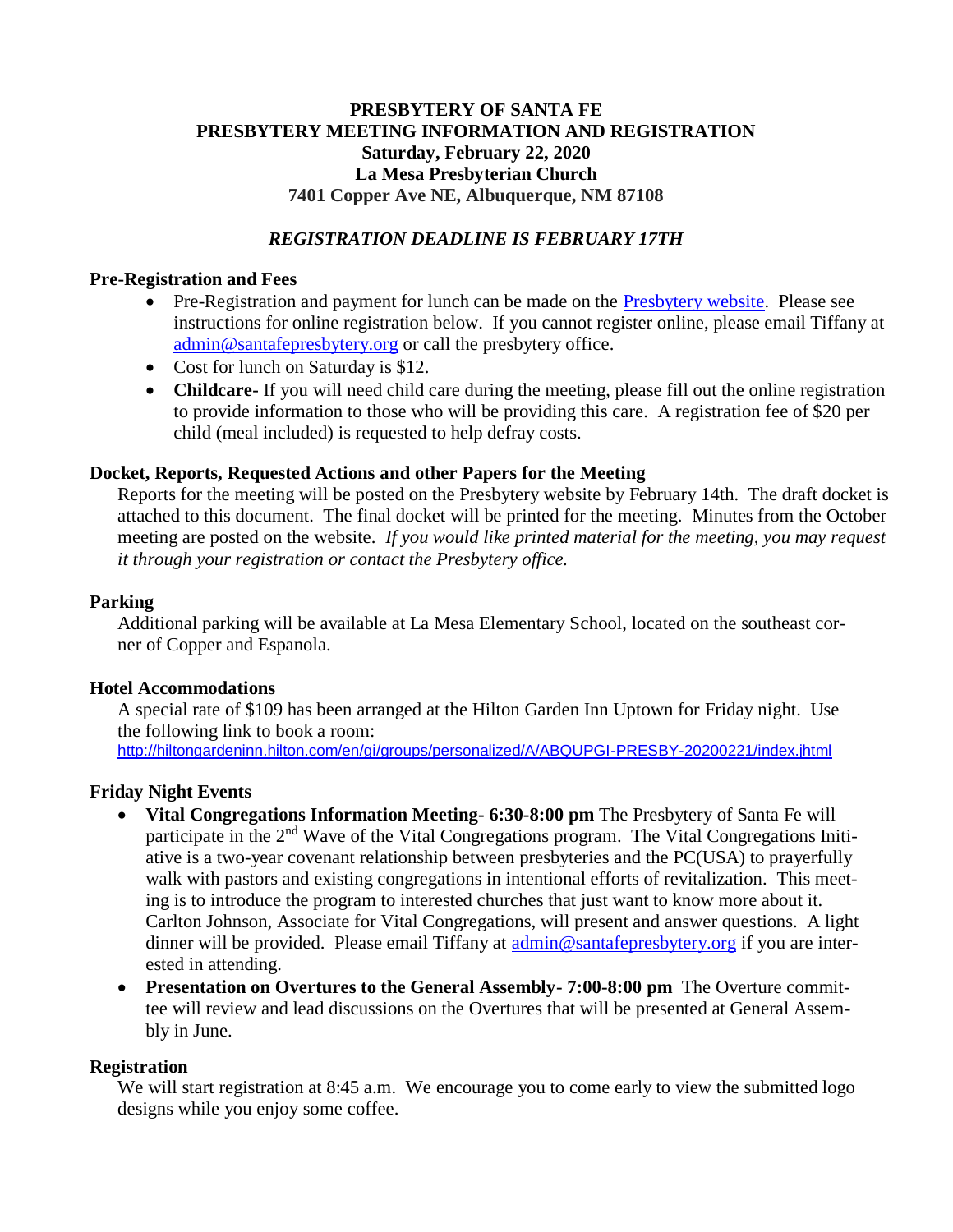# PRESBYTERY OF SANTA FE
## PRESBYTERY MEETING INFORMATION AND REGISTRATION
**Saturday, February 22, 2020**
**La Mesa Presbyterian Church**
**7401 Copper Ave NE, Albuquerque, NM 87108**

***REGISTRATION DEADLINE IS FEBRUARY 17TH***

### Pre-Registration and Fees

- Pre-Registration and payment for lunch can be made on the Presbytery website. Please see instructions for online registration below. If you cannot register online, please email Tiffany at admin@santafepresbytery.org or call the presbytery office.
- Cost for lunch on Saturday is $12.
- **Childcare-** If you will need child care during the meeting, please fill out the online registration to provide information to those who will be providing this care. A registration fee of $20 per child (meal included) is requested to help defray costs.

### Docket, Reports, Requested Actions and other Papers for the Meeting

Reports for the meeting will be posted on the Presbytery website by February 14th. The draft docket is attached to this document. The final docket will be printed for the meeting. Minutes from the October meeting are posted on the website. *If you would like printed material for the meeting, you may request it through your registration or contact the Presbytery office.*

### Parking

Additional parking will be available at La Mesa Elementary School, located on the southeast corner of Copper and Espanola.

### Hotel Accommodations

A special rate of $109 has been arranged at the Hilton Garden Inn Uptown for Friday night. Use the following link to book a room:
http://hiltongardeninn.hilton.com/en/gi/groups/personalized/A/ABQUPGI-PRESBY-20200221/index.jhtml

### Friday Night Events

- **Vital Congregations Information Meeting- 6:30-8:00 pm** The Presbytery of Santa Fe will participate in the 2nd Wave of the Vital Congregations program. The Vital Congregations Initiative is a two-year covenant relationship between presbyteries and the PC(USA) to prayerfully walk with pastors and existing congregations in intentional efforts of revitalization. This meeting is to introduce the program to interested churches that just want to know more about it. Carlton Johnson, Associate for Vital Congregations, will present and answer questions. A light dinner will be provided. Please email Tiffany at admin@santafepresbytery.org if you are interested in attending.
- **Presentation on Overtures to the General Assembly- 7:00-8:00 pm** The Overture committee will review and lead discussions on the Overtures that will be presented at General Assembly in June.

### Registration

We will start registration at 8:45 a.m. We encourage you to come early to view the submitted logo designs while you enjoy some coffee.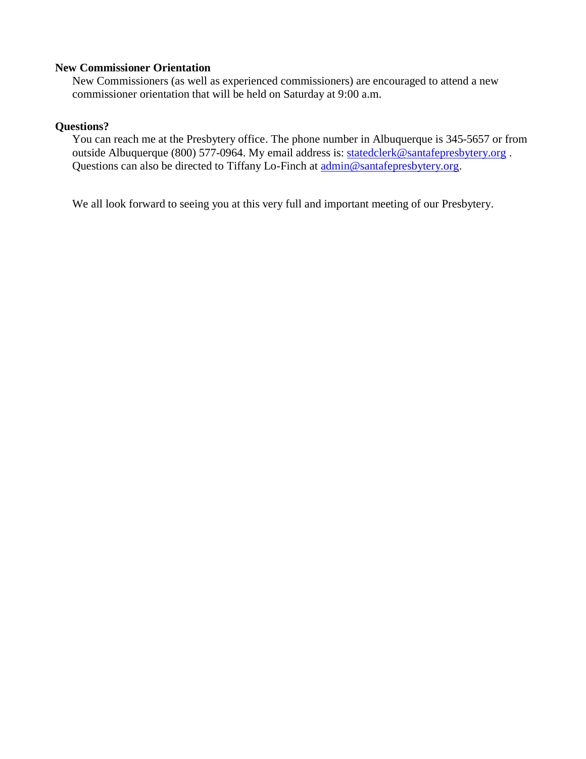**New Commissioner Orientation**

New Commissioners (as well as experienced commissioners) are encouraged to attend a new commissioner orientation that will be held on Saturday at 9:00 a.m.

**Questions?**

You can reach me at the Presbytery office. The phone number in Albuquerque is 345-5657 or from outside Albuquerque (800) 577-0964. My email address is: statedclerk@santafepresbytery.org . Questions can also be directed to Tiffany Lo-Finch at admin@santafepresbytery.org.

We all look forward to seeing you at this very full and important meeting of our Presbytery.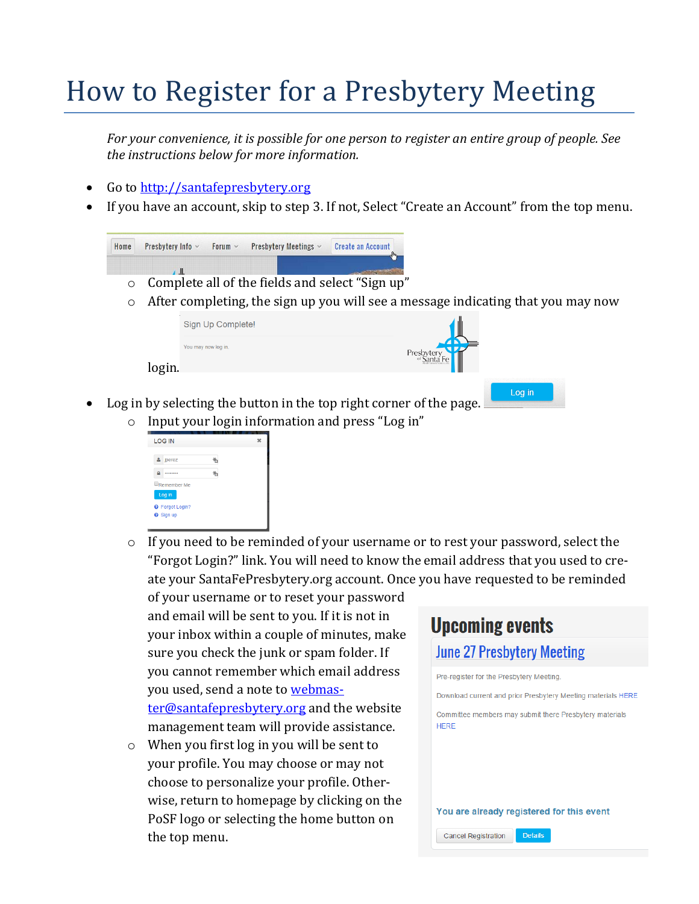# How to Register for a Presbytery Meeting

*For your convenience, it is possible for one person to register an entire group of people. See the instructions below for more information.*

- Go to http://santafepresbytery.org
- If you have an account, skip to step 3. If not, Select "Create an Account" from the top menu.
  - Complete all of the fields and select "Sign up"
  - After completing, the sign up you will see a message indicating that you may now login.
- Log in by selecting the button in the top right corner of the page.
  - Input your login information and press "Log in"
  - If you need to be reminded of your username or to rest your password, select the "Forgot Login?" link. You will need to know the email address that you used to create your SantaFePresbytery.org account. Once you have requested to be reminded of your username or to reset your password and email will be sent to you. If it is not in your inbox within a couple of minutes, make sure you check the junk or spam folder. If you cannot remember which email address you used, send a note to webmaster@santafepresbytery.org and the website management team will provide assistance.
  - When you first log in you will be sent to your profile. You may choose or may not choose to personalize your profile. Otherwise, return to homepage by clicking on the PoSF logo or selecting the home button on the top menu.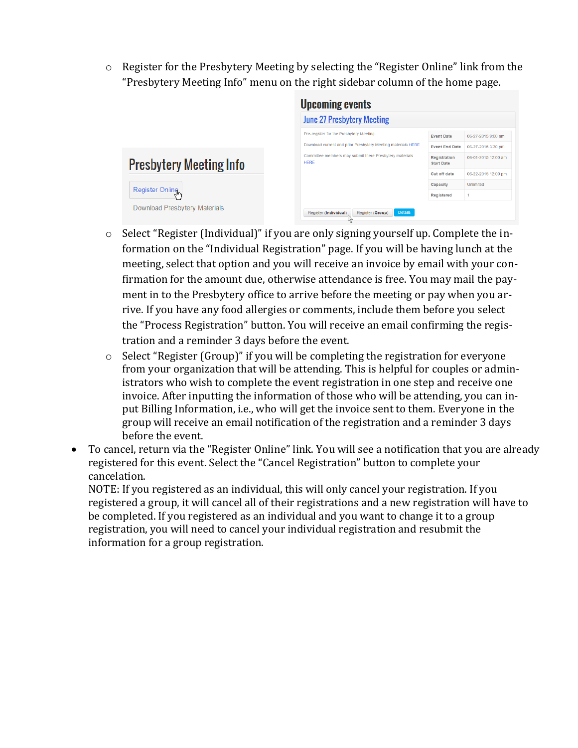- Register for the Presbytery Meeting by selecting the "Register Online" link from the "Presbytery Meeting Info" menu on the right sidebar column of the home page.

- Select "Register (Individual)" if you are only signing yourself up. Complete the information on the "Individual Registration" page. If you will be having lunch at the meeting, select that option and you will receive an invoice by email with your confirmation for the amount due, otherwise attendance is free. You may mail the payment in to the Presbytery office to arrive before the meeting or pay when you arrive. If you have any food allergies or comments, include them before you select the "Process Registration" button. You will receive an email confirming the registration and a reminder 3 days before the event.
- Select "Register (Group)" if you will be completing the registration for everyone from your organization that will be attending. This is helpful for couples or administrators who wish to complete the event registration in one step and receive one invoice. After inputting the information of those who will be attending, you can input Billing Information, i.e., who will get the invoice sent to them. Everyone in the group will receive an email notification of the registration and a reminder 3 days before the event.

- To cancel, return via the "Register Online" link. You will see a notification that you are already registered for this event. Select the "Cancel Registration" button to complete your cancelation.
  NOTE: If you registered as an individual, this will only cancel your registration. If you registered a group, it will cancel all of their registrations and a new registration will have to be completed. If you registered as an individual and you want to change it to a group registration, you will need to cancel your individual registration and resubmit the information for a group registration.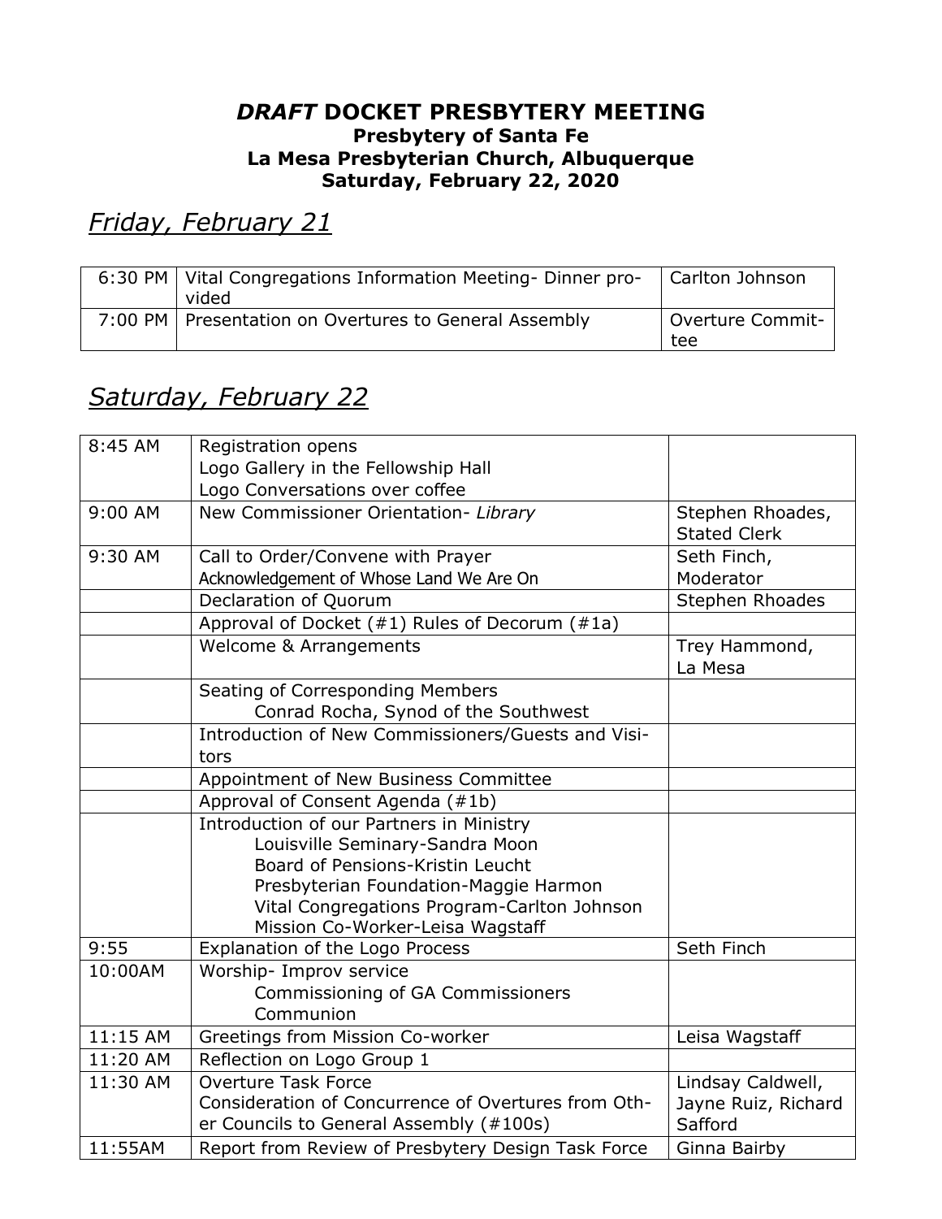# *DRAFT* DOCKET PRESBYTERY MEETING

**Presbytery of Santa Fe**
**La Mesa Presbyterian Church, Albuquerque**
**Saturday, February 22, 2020**

## *Friday, February 21*

| | | |
|---|---|---|
| 6:30 PM | Vital Congregations Information Meeting- Dinner provided | Carlton Johnson |
| 7:00 PM | Presentation on Overtures to General Assembly | Overture Committee |

## *Saturday, February 22*

| | | |
|---|---|---|
| 8:45 AM | Registration opens<br>Logo Gallery in the Fellowship Hall<br>Logo Conversations over coffee | |
| 9:00 AM | New Commissioner Orientation- *Library* | Stephen Rhoades, Stated Clerk |
| 9:30 AM | Call to Order/Convene with Prayer<br>Acknowledgement of Whose Land We Are On | Seth Finch, Moderator |
| | Declaration of Quorum | Stephen Rhoades |
| | Approval of Docket (#1) Rules of Decorum (#1a) | |
| | Welcome & Arrangements | Trey Hammond, La Mesa |
| | Seating of Corresponding Members<br>Conrad Rocha, Synod of the Southwest | |
| | Introduction of New Commissioners/Guests and Visitors | |
| | Appointment of New Business Committee | |
| | Approval of Consent Agenda (#1b) | |
| | Introduction of our Partners in Ministry<br>Louisville Seminary-Sandra Moon<br>Board of Pensions-Kristin Leucht<br>Presbyterian Foundation-Maggie Harmon<br>Vital Congregations Program-Carlton Johnson<br>Mission Co-Worker-Leisa Wagstaff | |
| 9:55 | Explanation of the Logo Process | Seth Finch |
| 10:00AM | Worship- Improv service<br>Commissioning of GA Commissioners<br>Communion | |
| 11:15 AM | Greetings from Mission Co-worker | Leisa Wagstaff |
| 11:20 AM | Reflection on Logo Group 1 | |
| 11:30 AM | Overture Task Force<br>Consideration of Concurrence of Overtures from Other Councils to General Assembly (#100s) | Lindsay Caldwell, Jayne Ruiz, Richard Safford |
| 11:55AM | Report from Review of Presbytery Design Task Force | Ginna Bairby |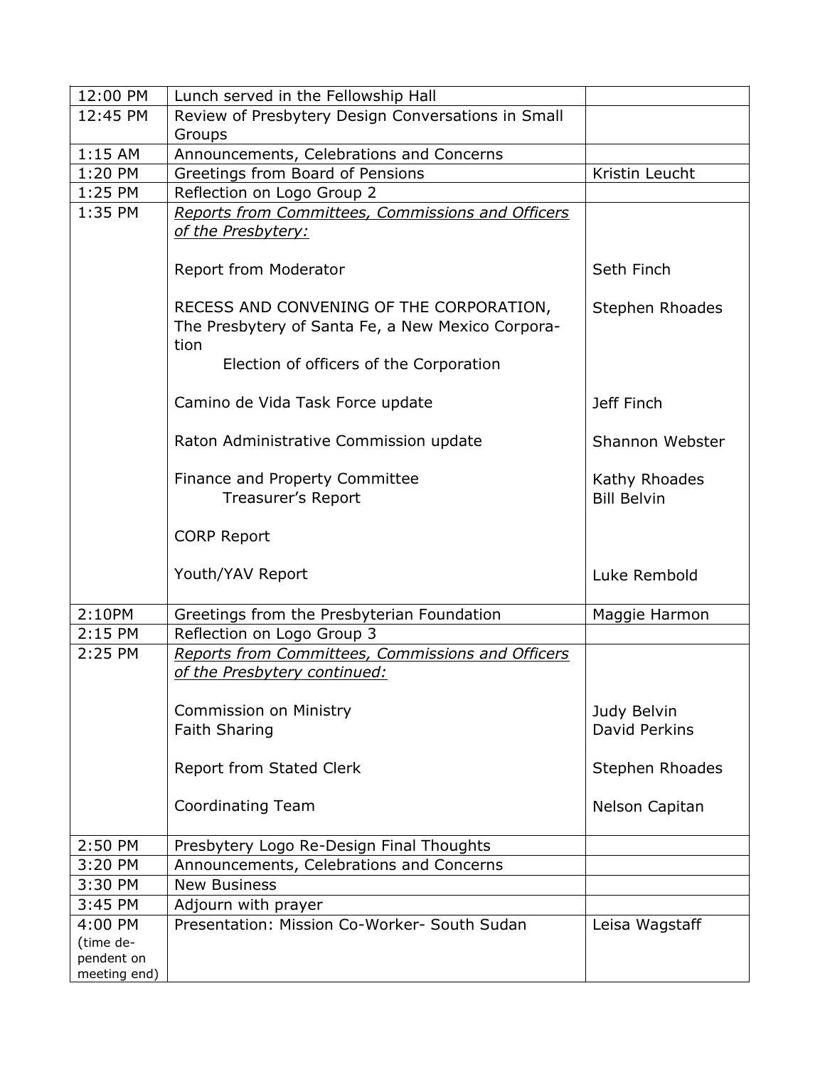| | | |
|---|---|---|
| 12:00 PM | Lunch served in the Fellowship Hall | |
| 12:45 PM | Review of Presbytery Design Conversations in Small Groups | |
| 1:15 AM | Announcements, Celebrations and Concerns | |
| 1:20 PM | Greetings from Board of Pensions | Kristin Leucht |
| 1:25 PM | Reflection on Logo Group 2 | |
| 1:35 PM | *Reports from Committees, Commissions and Officers of the Presbytery:*<br><br>Report from Moderator<br><br>RECESS AND CONVENING OF THE CORPORATION, The Presbytery of Santa Fe, a New Mexico Corporation<br>Election of officers of the Corporation<br><br>Camino de Vida Task Force update<br><br>Raton Administrative Commission update<br><br>Finance and Property Committee<br>Treasurer's Report<br><br>CORP Report<br><br>Youth/YAV Report | <br><br>Seth Finch<br><br>Stephen Rhoades<br><br><br><br>Jeff Finch<br><br>Shannon Webster<br><br>Kathy Rhoades<br>Bill Belvin<br><br><br><br>Luke Rembold |
| 2:10PM | Greetings from the Presbyterian Foundation | Maggie Harmon |
| 2:15 PM | Reflection on Logo Group 3 | |
| 2:25 PM | *Reports from Committees, Commissions and Officers of the Presbytery continued:*<br><br>Commission on Ministry<br>Faith Sharing<br><br>Report from Stated Clerk<br><br>Coordinating Team | <br><br>Judy Belvin<br>David Perkins<br><br>Stephen Rhoades<br><br>Nelson Capitan |
| 2:50 PM | Presbytery Logo Re-Design Final Thoughts | |
| 3:20 PM | Announcements, Celebrations and Concerns | |
| 3:30 PM | New Business | |
| 3:45 PM | Adjourn with prayer | |
| 4:00 PM (time dependent on meeting end) | Presentation: Mission Co-Worker- South Sudan | Leisa Wagstaff |